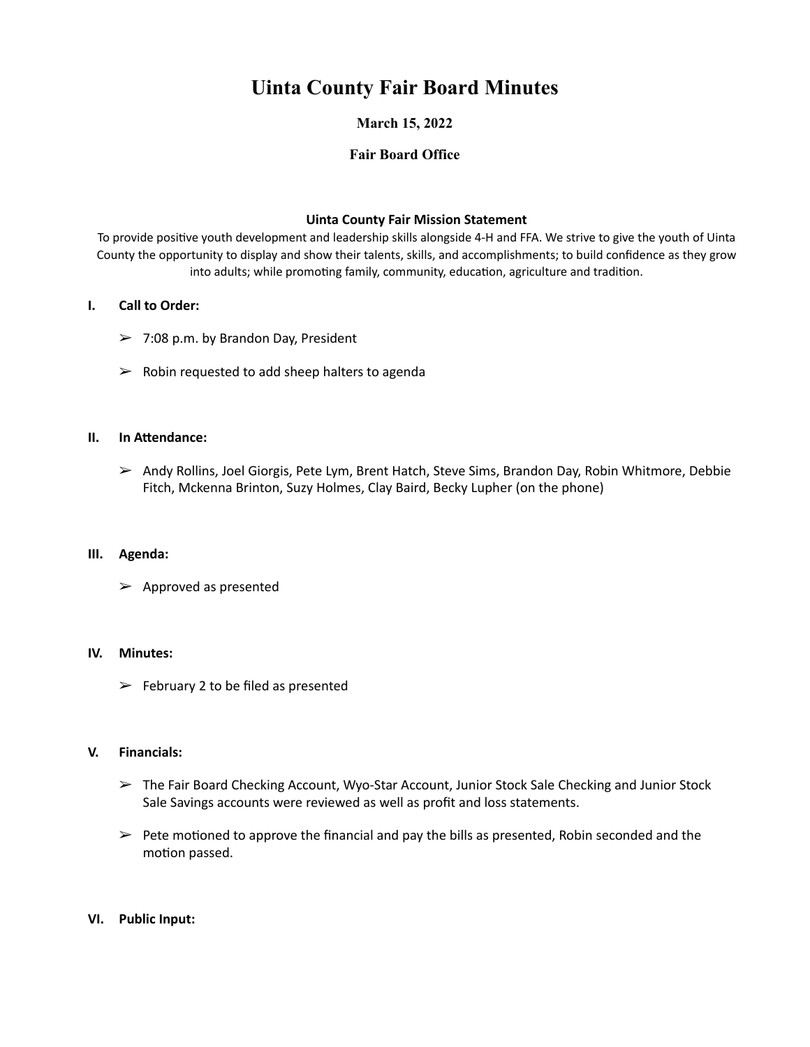# Uinta County Fair Board Minutes

### March 15, 2022

### Fair Board Office

**Uinta County Fair Mission Statement**

To provide positive youth development and leadership skills alongside 4-H and FFA. We strive to give the youth of Uinta County the opportunity to display and show their talents, skills, and accomplishments; to build confidence as they grow into adults; while promoting family, community, education, agriculture and tradition.

**I. Call to Order:**

- 7:08 p.m. by Brandon Day, President
- Robin requested to add sheep halters to agenda

**II. In Attendance:**

- Andy Rollins, Joel Giorgis, Pete Lym, Brent Hatch, Steve Sims, Brandon Day, Robin Whitmore, Debbie Fitch, Mckenna Brinton, Suzy Holmes, Clay Baird, Becky Lupher (on the phone)

**III. Agenda:**

- Approved as presented

**IV. Minutes:**

- February 2 to be filed as presented

**V. Financials:**

- The Fair Board Checking Account, Wyo-Star Account, Junior Stock Sale Checking and Junior Stock Sale Savings accounts were reviewed as well as profit and loss statements.
- Pete motioned to approve the financial and pay the bills as presented, Robin seconded and the motion passed.

**VI. Public Input:**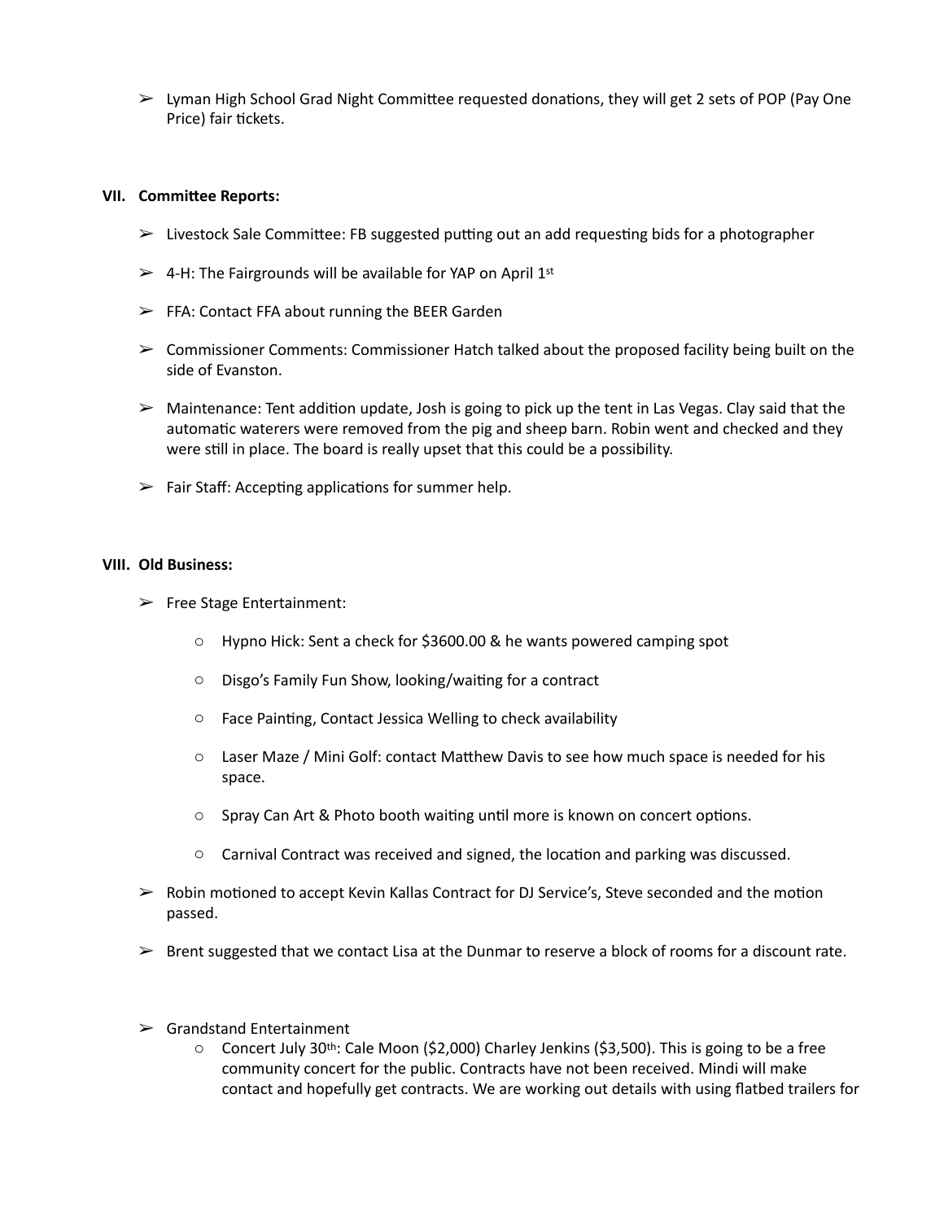- ➢ Lyman High School Grad Night Committee requested donations, they will get 2 sets of POP (Pay One Price) fair tickets.

**VII. Committee Reports:**

- ➢ Livestock Sale Committee: FB suggested putting out an add requesting bids for a photographer
- ➢ 4-H: The Fairgrounds will be available for YAP on April 1st
- ➢ FFA: Contact FFA about running the BEER Garden
- ➢ Commissioner Comments: Commissioner Hatch talked about the proposed facility being built on the side of Evanston.
- ➢ Maintenance: Tent addition update, Josh is going to pick up the tent in Las Vegas. Clay said that the automatic waterers were removed from the pig and sheep barn. Robin went and checked and they were still in place. The board is really upset that this could be a possibility.
- ➢ Fair Staff: Accepting applications for summer help.

**VIII. Old Business:**

- ➢ Free Stage Entertainment:
  - ○ Hypno Hick: Sent a check for $3600.00 & he wants powered camping spot
  - ○ Disgo's Family Fun Show, looking/waiting for a contract
  - ○ Face Painting, Contact Jessica Welling to check availability
  - ○ Laser Maze / Mini Golf: contact Matthew Davis to see how much space is needed for his space.
  - ○ Spray Can Art & Photo booth waiting until more is known on concert options.
  - ○ Carnival Contract was received and signed, the location and parking was discussed.
- ➢ Robin motioned to accept Kevin Kallas Contract for DJ Service's, Steve seconded and the motion passed.
- ➢ Brent suggested that we contact Lisa at the Dunmar to reserve a block of rooms for a discount rate.

- ➢ Grandstand Entertainment
  - ○ Concert July 30th: Cale Moon ($2,000) Charley Jenkins ($3,500). This is going to be a free community concert for the public. Contracts have not been received. Mindi will make contact and hopefully get contracts. We are working out details with using flatbed trailers for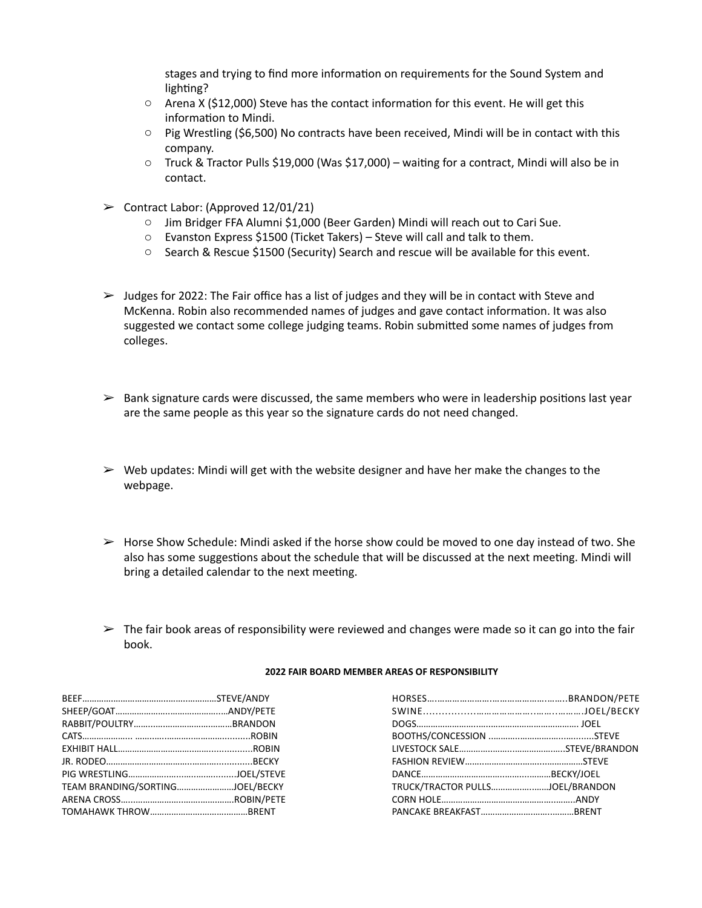stages and trying to find more information on requirements for the Sound System and lighting?

- Arena X ($12,000) Steve has the contact information for this event. He will get this information to Mindi.
- Pig Wrestling ($6,500) No contracts have been received, Mindi will be in contact with this company.
- Truck & Tractor Pulls $19,000 (Was $17,000) – waiting for a contract, Mindi will also be in contact.

➢ Contract Labor: (Approved 12/01/21)

- Jim Bridger FFA Alumni $1,000 (Beer Garden) Mindi will reach out to Cari Sue.
- Evanston Express $1500 (Ticket Takers) – Steve will call and talk to them.
- Search & Rescue $1500 (Security) Search and rescue will be available for this event.

➢ Judges for 2022: The Fair office has a list of judges and they will be in contact with Steve and McKenna. Robin also recommended names of judges and gave contact information. It was also suggested we contact some college judging teams. Robin submitted some names of judges from colleges.

➢ Bank signature cards were discussed, the same members who were in leadership positions last year are the same people as this year so the signature cards do not need changed.

➢ Web updates: Mindi will get with the website designer and have her make the changes to the webpage.

➢ Horse Show Schedule: Mindi asked if the horse show could be moved to one day instead of two. She also has some suggestions about the schedule that will be discussed at the next meeting. Mindi will bring a detailed calendar to the next meeting.

➢ The fair book areas of responsibility were reviewed and changes were made so it can go into the fair book.

**2022 FAIR BOARD MEMBER AREAS OF RESPONSIBILITY**

BEEF………………………………………………STEVE/ANDY
SHEEP/GOAT………………………………………ANDY/PETE
RABBIT/POULTRY…………………………………BRANDON
CATS……………… ……………………………………ROBIN
EXHIBIT HALL………………………………………….ROBIN
JR. RODEO………………………………………………BECKY
PIG WRESTLING………………………………….JOEL/STEVE
TEAM BRANDING/SORTING…………………JOEL/BECKY
ARENA CROSS……………………………………ROBIN/PETE
TOMAHAWK THROW…………………………………BRENT

HORSES………………………………………………BRANDON/PETE
SWINE………………………………………………JOEL/BECKY
DOGS……………………………………………………… JOEL
BOOTHS/CONCESSION ……………………………………STEVE
LIVESTOCK SALE………………………………STEVE/BRANDON
FASHION REVIEW…………………………………………STEVE
DANCE……………………………………………BECKY/JOEL
TRUCK/TRACTOR PULLS…………………JOEL/BRANDON
CORN HOLE…………………………………………………ANDY
PANCAKE BREAKFAST……………………………………BRENT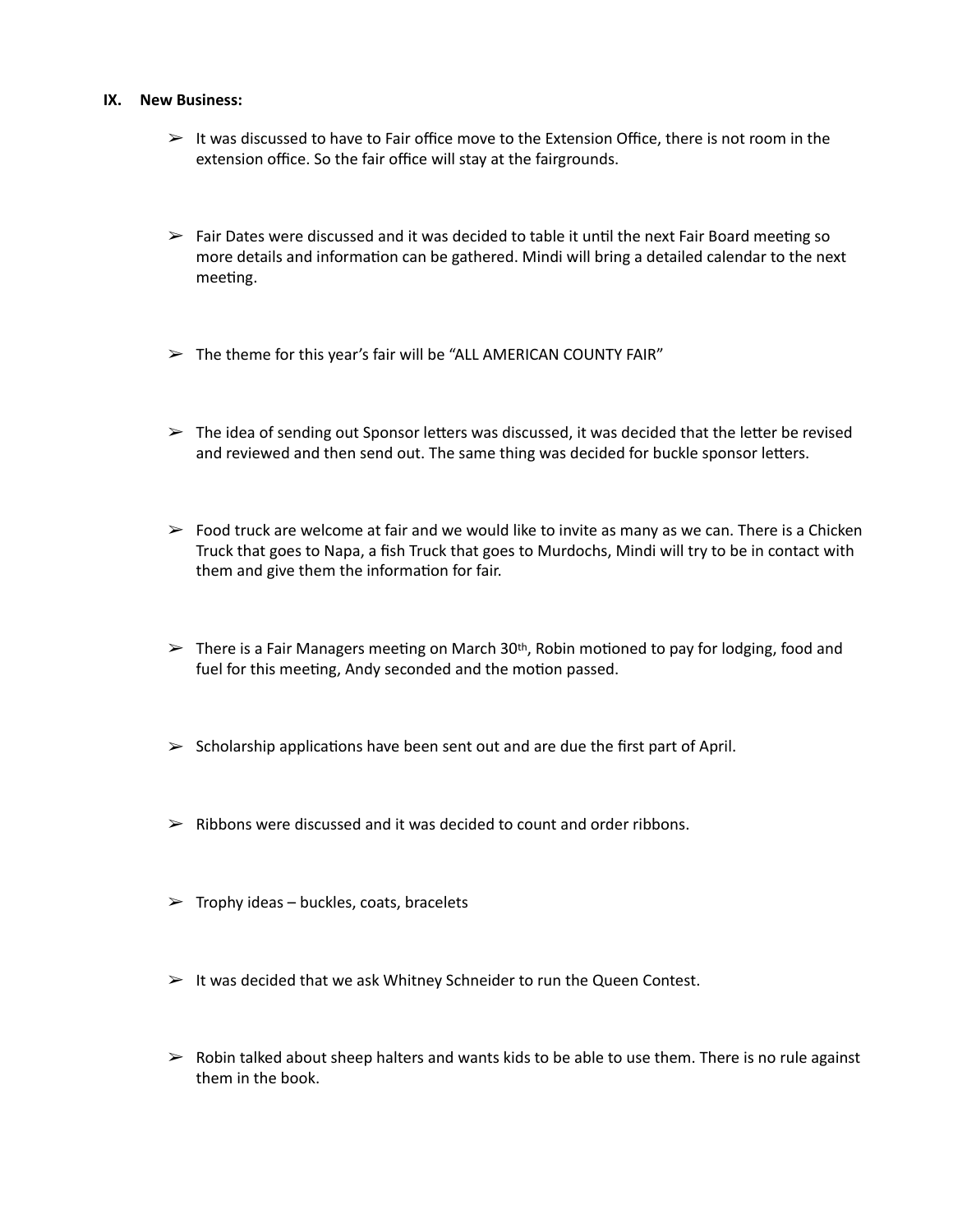## IX. New Business:

- ➢ It was discussed to have to Fair office move to the Extension Office, there is not room in the extension office. So the fair office will stay at the fairgrounds.
- ➢ Fair Dates were discussed and it was decided to table it until the next Fair Board meeting so more details and information can be gathered. Mindi will bring a detailed calendar to the next meeting.
- ➢ The theme for this year's fair will be "ALL AMERICAN COUNTY FAIR"
- ➢ The idea of sending out Sponsor letters was discussed, it was decided that the letter be revised and reviewed and then send out. The same thing was decided for buckle sponsor letters.
- ➢ Food truck are welcome at fair and we would like to invite as many as we can. There is a Chicken Truck that goes to Napa, a fish Truck that goes to Murdochs, Mindi will try to be in contact with them and give them the information for fair.
- ➢ There is a Fair Managers meeting on March 30th, Robin motioned to pay for lodging, food and fuel for this meeting, Andy seconded and the motion passed.
- ➢ Scholarship applications have been sent out and are due the first part of April.
- ➢ Ribbons were discussed and it was decided to count and order ribbons.
- ➢ Trophy ideas – buckles, coats, bracelets
- ➢ It was decided that we ask Whitney Schneider to run the Queen Contest.
- ➢ Robin talked about sheep halters and wants kids to be able to use them. There is no rule against them in the book.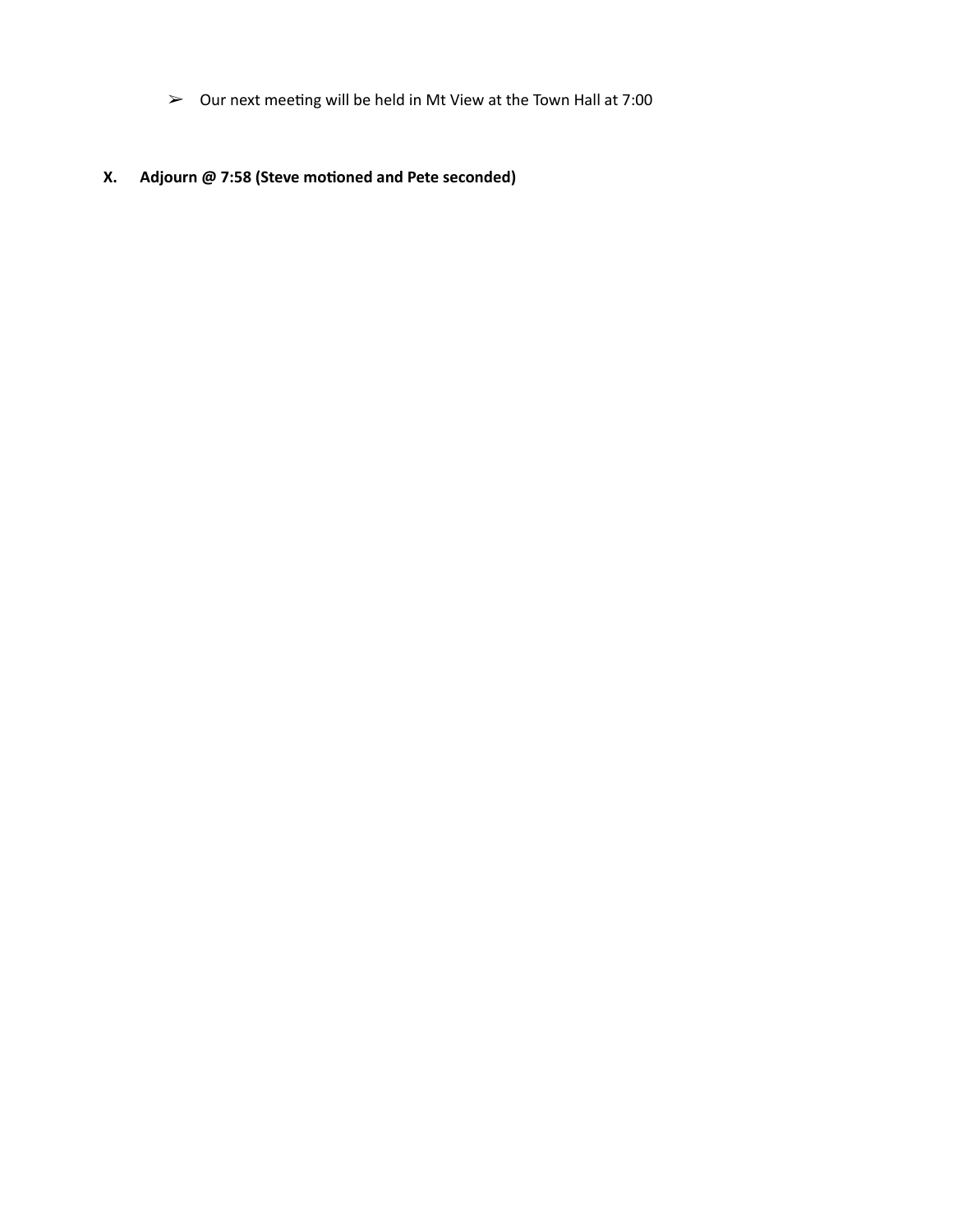- Our next meeting will be held in Mt View at the Town Hall at 7:00

**X. Adjourn @ 7:58 (Steve motioned and Pete seconded)**